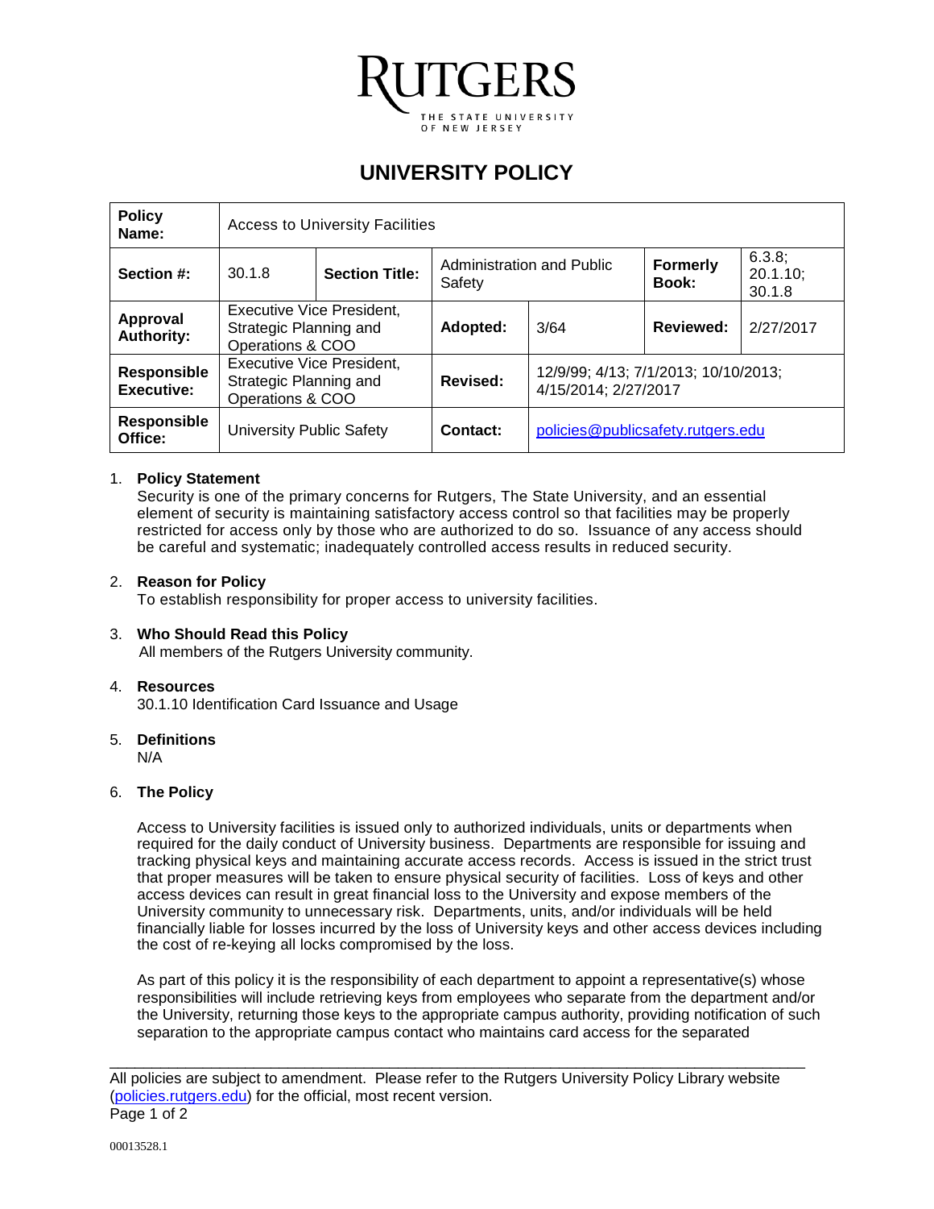RUTGERS
THE STATE UNIVERSITY OF NEW JERSEY

# UNIVERSITY POLICY

| **Policy Name:** | Access to University Facilities | | | | | |
|---|---|---|---|---|---|---|
| **Section #:** | 30.1.8 | **Section Title:** | Administration and Public Safety | | **Formerly Book:** | 6.3.8; 20.1.10; 30.1.8 |
| **Approval Authority:** | Executive Vice President, Strategic Planning and Operations & COO | | **Adopted:** | 3/64 | **Reviewed:** | 2/27/2017 |
| **Responsible Executive:** | Executive Vice President, Strategic Planning and Operations & COO | | **Revised:** | 12/9/99; 4/13; 7/1/2013; 10/10/2013; 4/15/2014; 2/27/2017 | | |
| **Responsible Office:** | University Public Safety | | **Contact:** | policies@publicsafety.rutgers.edu | | |

1. **Policy Statement**
   Security is one of the primary concerns for Rutgers, The State University, and an essential element of security is maintaining satisfactory access control so that facilities may be properly restricted for access only by those who are authorized to do so. Issuance of any access should be careful and systematic; inadequately controlled access results in reduced security.

2. **Reason for Policy**
   To establish responsibility for proper access to university facilities.

3. **Who Should Read this Policy**
   All members of the Rutgers University community.

4. **Resources**
   30.1.10 Identification Card Issuance and Usage

5. **Definitions**
   N/A

6. **The Policy**

   Access to University facilities is issued only to authorized individuals, units or departments when required for the daily conduct of University business. Departments are responsible for issuing and tracking physical keys and maintaining accurate access records. Access is issued in the strict trust that proper measures will be taken to ensure physical security of facilities. Loss of keys and other access devices can result in great financial loss to the University and expose members of the University community to unnecessary risk. Departments, units, and/or individuals will be held financially liable for losses incurred by the loss of University keys and other access devices including the cost of re-keying all locks compromised by the loss.

   As part of this policy it is the responsibility of each department to appoint a representative(s) whose responsibilities will include retrieving keys from employees who separate from the department and/or the University, returning those keys to the appropriate campus authority, providing notification of such separation to the appropriate campus contact who maintains card access for the separated

All policies are subject to amendment. Please refer to the Rutgers University Policy Library website (policies.rutgers.edu) for the official, most recent version.

00013528.1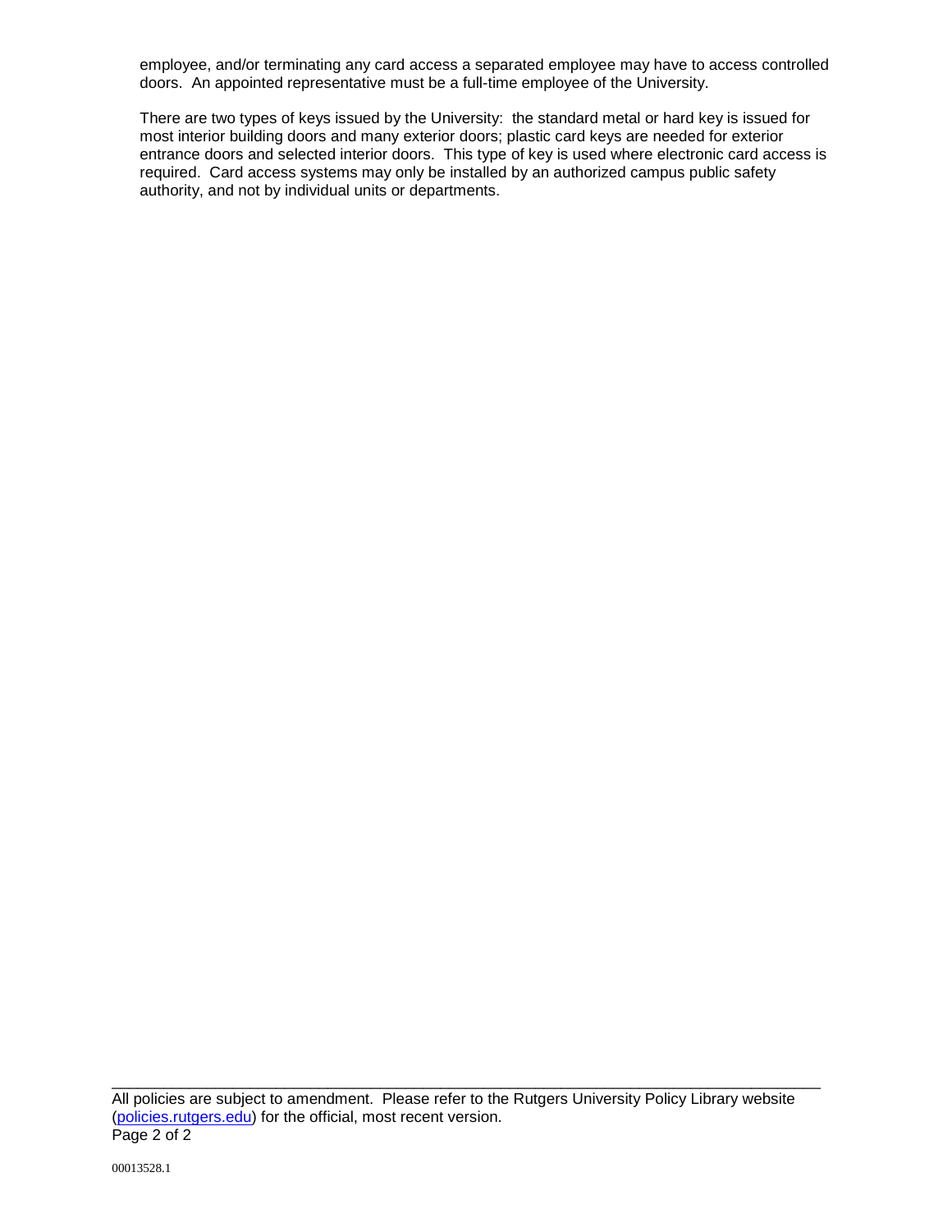employee, and/or terminating any card access a separated employee may have to access controlled doors. An appointed representative must be a full-time employee of the University.

There are two types of keys issued by the University: the standard metal or hard key is issued for most interior building doors and many exterior doors; plastic card keys are needed for exterior entrance doors and selected interior doors. This type of key is used where electronic card access is required. Card access systems may only be installed by an authorized campus public safety authority, and not by individual units or departments.